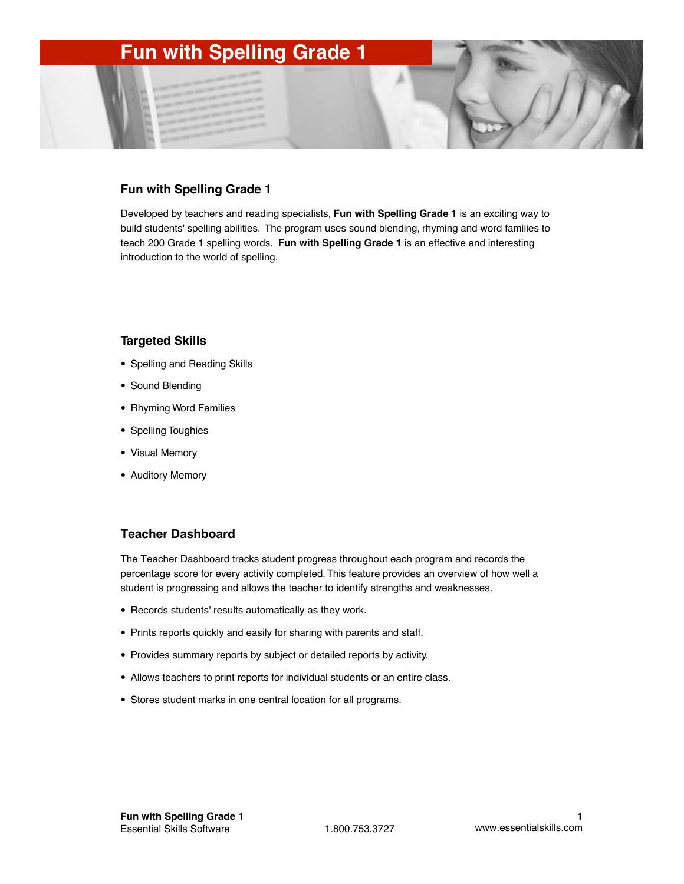# Fun with Spelling Grade 1

## Fun with Spelling Grade 1

Developed by teachers and reading specialists, **Fun with Spelling Grade 1** is an exciting way to build students' spelling abilities. The program uses sound blending, rhyming and word families to teach 200 Grade 1 spelling words. **Fun with Spelling Grade 1** is an effective and interesting introduction to the world of spelling.

## Targeted Skills

- Spelling and Reading Skills
- Sound Blending
- Rhyming Word Families
- Spelling Toughies
- Visual Memory
- Auditory Memory

## Teacher Dashboard

The Teacher Dashboard tracks student progress throughout each program and records the percentage score for every activity completed. This feature provides an overview of how well a student is progressing and allows the teacher to identify strengths and weaknesses.

- Records students' results automatically as they work.
- Prints reports quickly and easily for sharing with parents and staff.
- Provides summary reports by subject or detailed reports by activity.
- Allows teachers to print reports for individual students or an entire class.
- Stores student marks in one central location for all programs.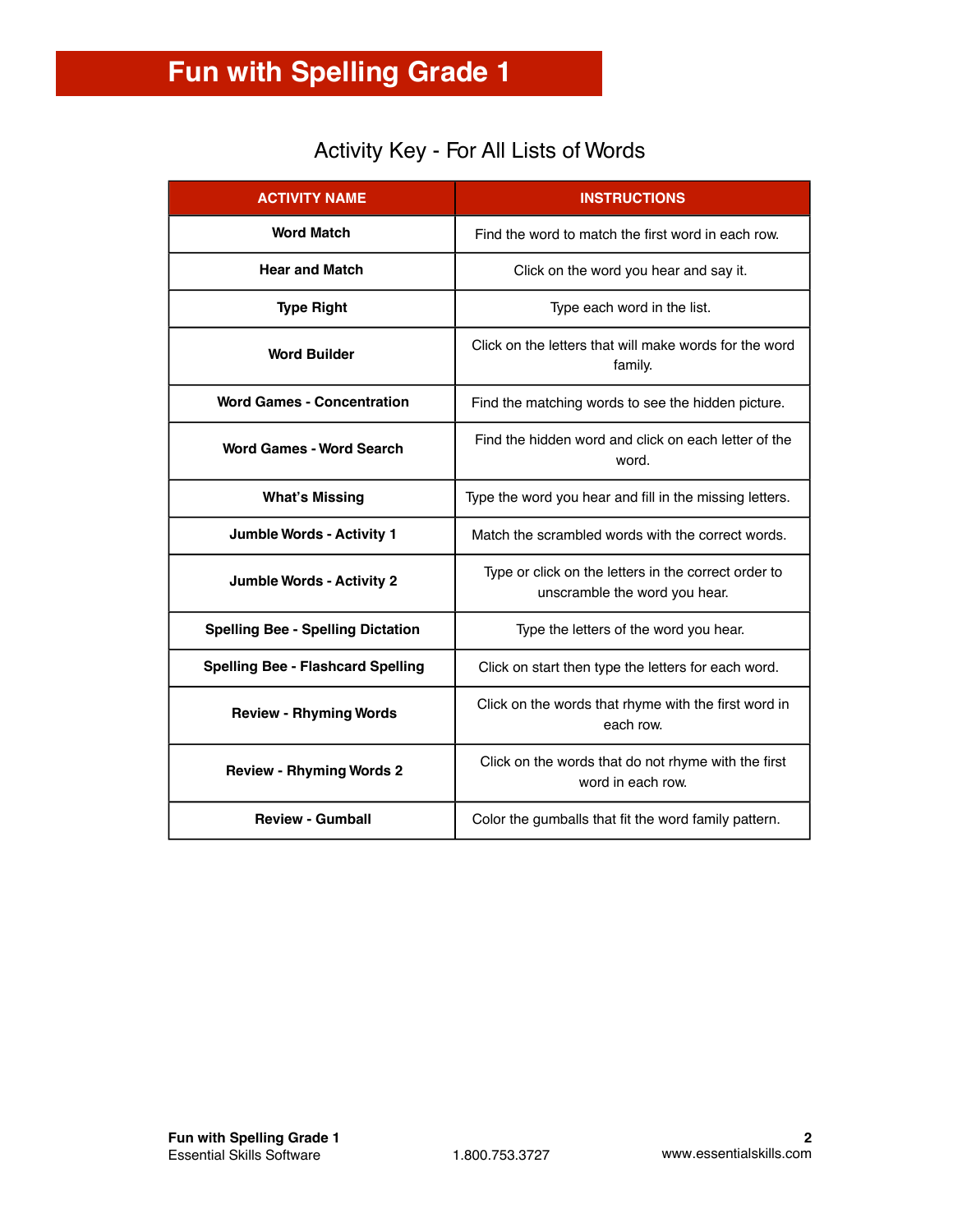# Fun with Spelling Grade 1

## Activity Key - For All Lists of Words

| ACTIVITY NAME | INSTRUCTIONS |
|---|---|
| **Word Match** | Find the word to match the first word in each row. |
| **Hear and Match** | Click on the word you hear and say it. |
| **Type Right** | Type each word in the list. |
| **Word Builder** | Click on the letters that will make words for the word family. |
| **Word Games - Concentration** | Find the matching words to see the hidden picture. |
| **Word Games - Word Search** | Find the hidden word and click on each letter of the word. |
| **What's Missing** | Type the word you hear and fill in the missing letters. |
| **Jumble Words - Activity 1** | Match the scrambled words with the correct words. |
| **Jumble Words - Activity 2** | Type or click on the letters in the correct order to unscramble the word you hear. |
| **Spelling Bee - Spelling Dictation** | Type the letters of the word you hear. |
| **Spelling Bee - Flashcard Spelling** | Click on start then type the letters for each word. |
| **Review - Rhyming Words** | Click on the words that rhyme with the first word in each row. |
| **Review - Rhyming Words 2** | Click on the words that do not rhyme with the first word in each row. |
| **Review - Gumball** | Color the gumballs that fit the word family pattern. |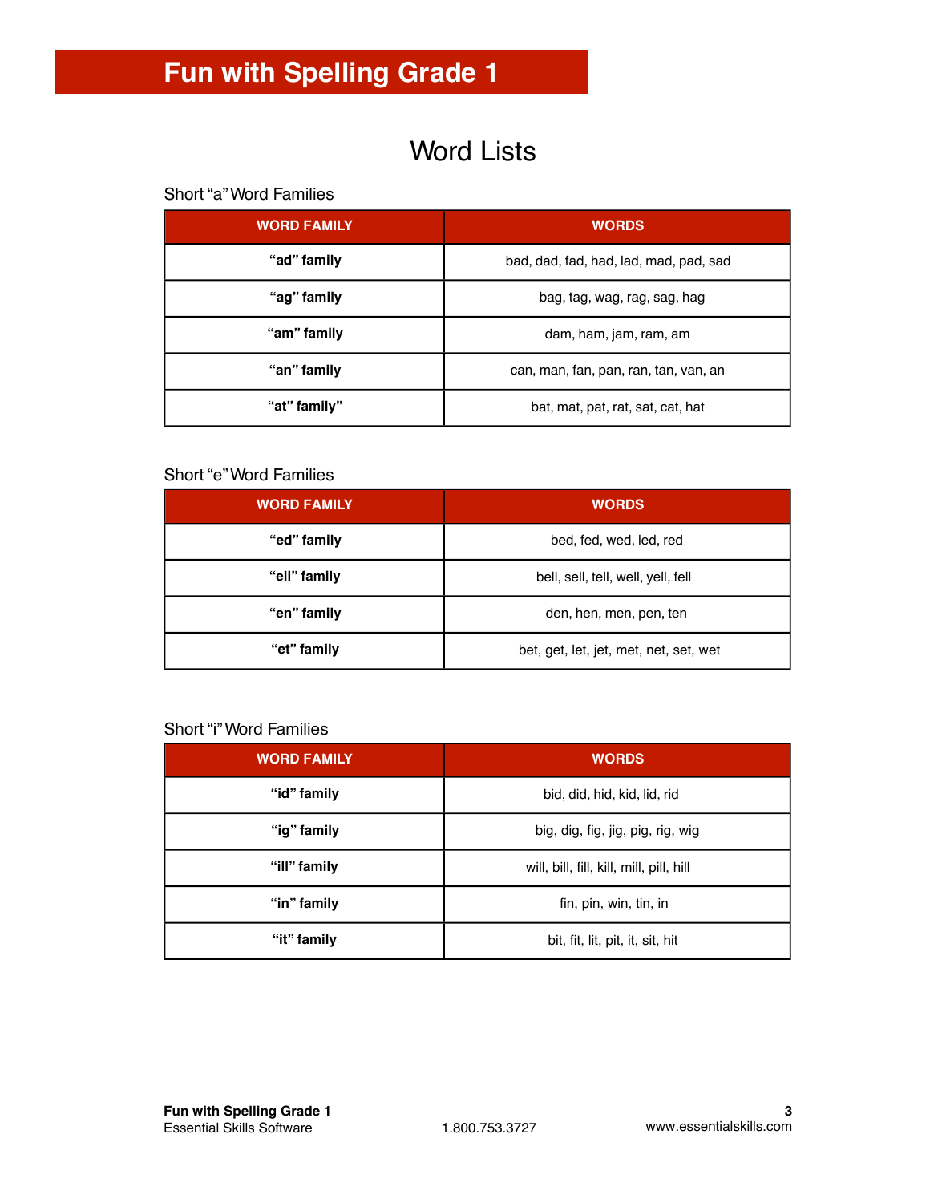# Word Lists

## Short "a" Word Families

| WORD FAMILY | WORDS |
|---|---|
| **"ad" family** | bad, dad, fad, had, lad, mad, pad, sad |
| **"ag" family** | bag, tag, wag, rag, sag, hag |
| **"am" family** | dam, ham, jam, ram, am |
| **"an" family** | can, man, fan, pan, ran, tan, van, an |
| **"at" family"** | bat, mat, pat, rat, sat, cat, hat |

## Short "e" Word Families

| WORD FAMILY | WORDS |
|---|---|
| **"ed" family** | bed, fed, wed, led, red |
| **"ell" family** | bell, sell, tell, well, yell, fell |
| **"en" family** | den, hen, men, pen, ten |
| **"et" family** | bet, get, let, jet, met, net, set, wet |

## Short "i" Word Families

| WORD FAMILY | WORDS |
|---|---|
| **"id" family** | bid, did, hid, kid, lid, rid |
| **"ig" family** | big, dig, fig, jig, pig, rig, wig |
| **"ill" family** | will, bill, fill, kill, mill, pill, hill |
| **"in" family** | fin, pin, win, tin, in |
| **"it" family** | bit, fit, lit, pit, it, sit, hit |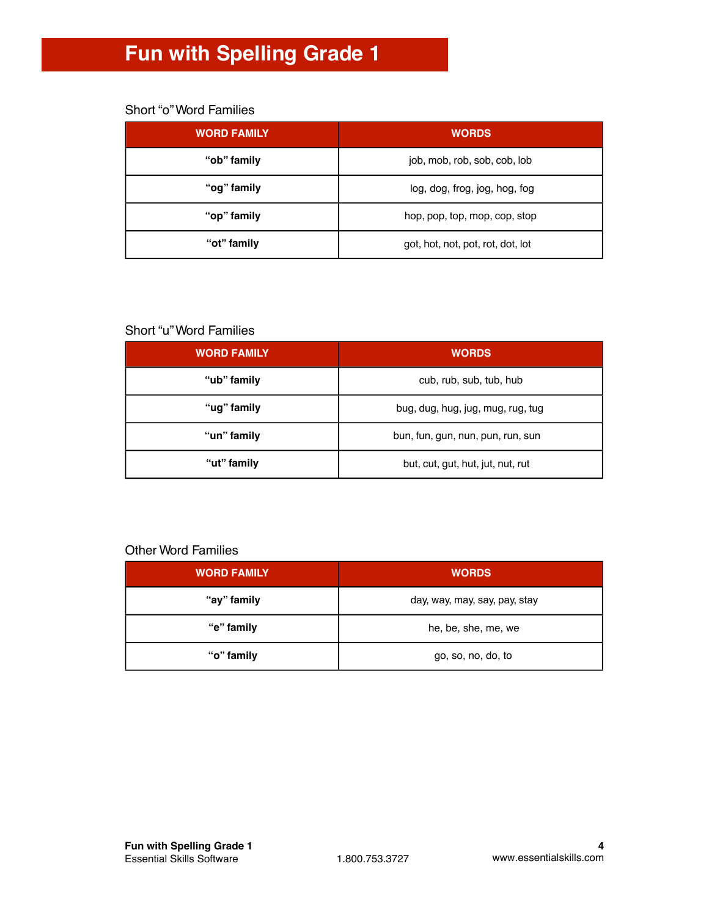Short “o” Word Families

| WORD FAMILY | WORDS |
| --- | --- |
| **“ob” family** | job, mob, rob, sob, cob, lob |
| **“og” family** | log, dog, frog, jog, hog, fog |
| **“op” family** | hop, pop, top, mop, cop, stop |
| **“ot” family** | got, hot, not, pot, rot, dot, lot |

Short “u” Word Families

| WORD FAMILY | WORDS |
| --- | --- |
| **“ub” family** | cub, rub, sub, tub, hub |
| **“ug” family** | bug, dug, hug, jug, mug, rug, tug |
| **“un” family** | bun, fun, gun, nun, pun, run, sun |
| **“ut” family** | but, cut, gut, hut, jut, nut, rut |

Other Word Families

| WORD FAMILY | WORDS |
| --- | --- |
| **“ay” family** | day, way, may, say, pay, stay |
| **“e” family** | he, be, she, me, we |
| **“o” family** | go, so, no, do, to |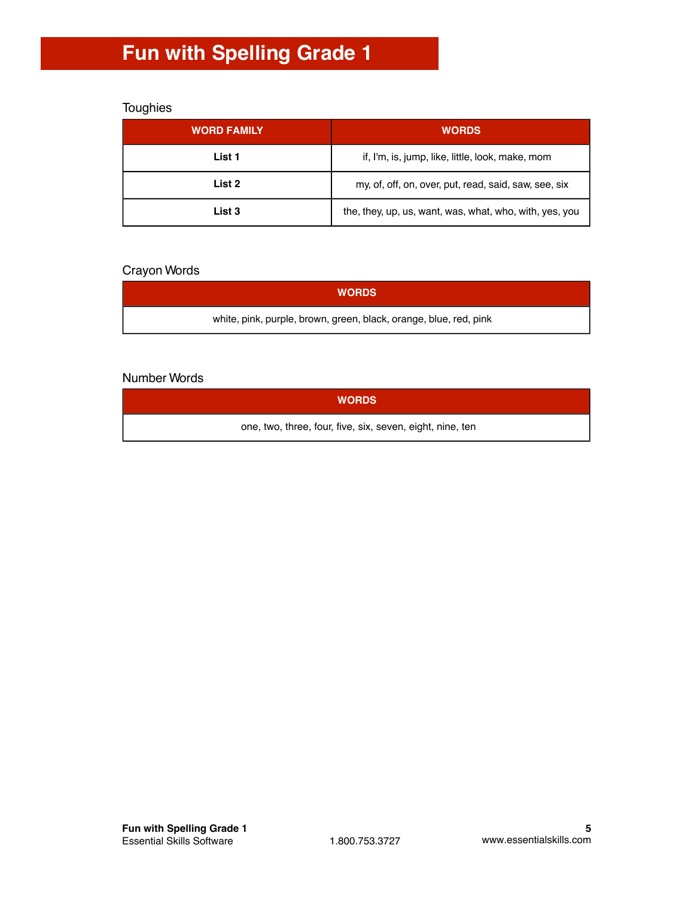# Fun with Spelling Grade 1

Toughies

| WORD FAMILY | WORDS |
|---|---|
| **List 1** | if, I'm, is, jump, like, little, look, make, mom |
| **List 2** | my, of, off, on, over, put, read, said, saw, see, six |
| **List 3** | the, they, up, us, want, was, what, who, with, yes, you |

Crayon Words

| WORDS |
|---|
| white, pink, purple, brown, green, black, orange, blue, red, pink |

Number Words

| WORDS |
|---|
| one, two, three, four, five, six, seven, eight, nine, ten |